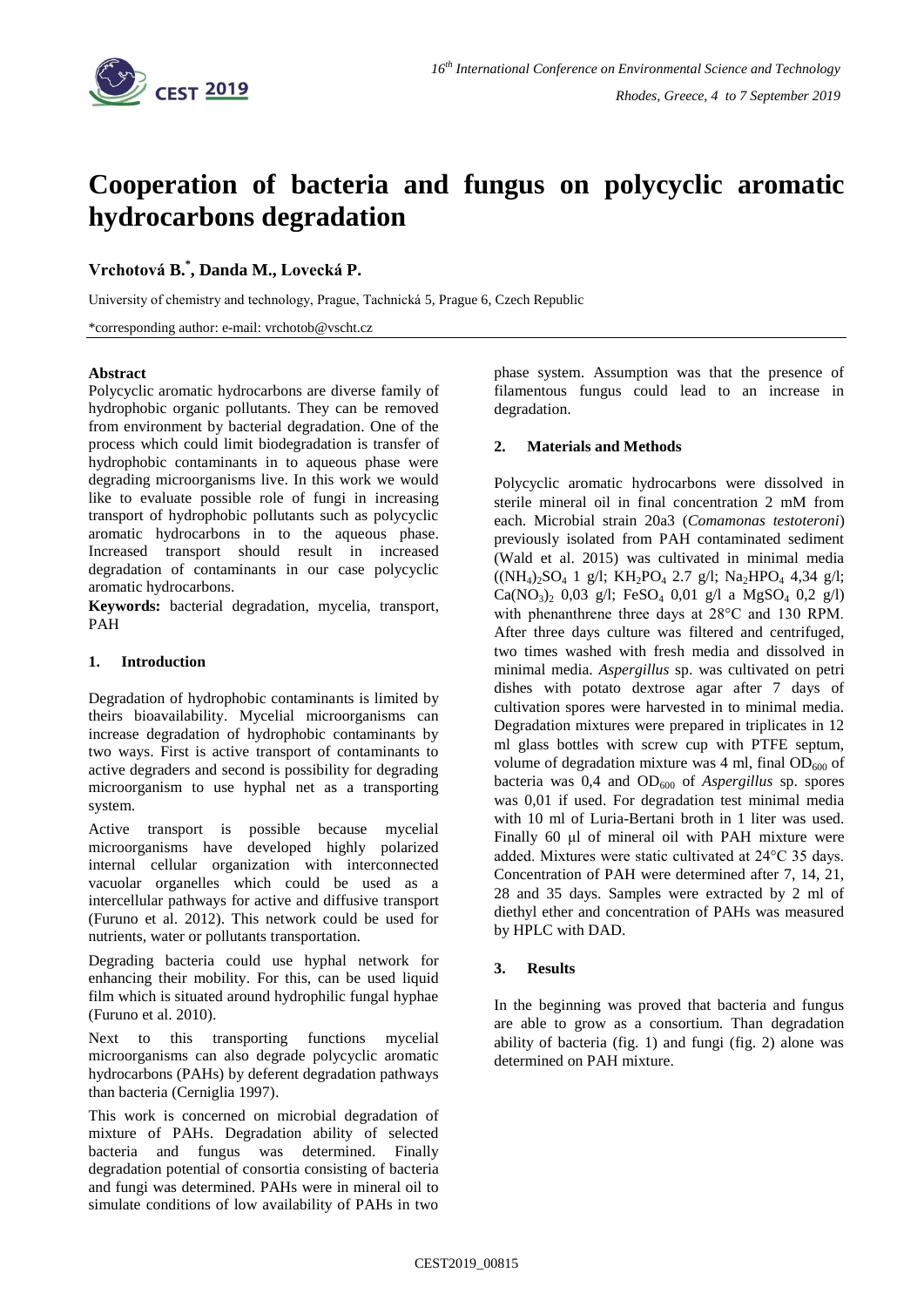# Cooperation of bacteria and fungus on polycyclic aromatic hydrocarbons degradation

**Vrchotová B.[*], Danda M., Lovecká P.**

University of chemistry and technology, Prague, Tachnická 5, Prague 6, Czech Republic

*corresponding author: e-mail: vrchotob@vscht.cz

**Abstract**

Polycyclic aromatic hydrocarbons are diverse family of hydrophobic organic pollutants. They can be removed from environment by bacterial degradation. One of the process which could limit biodegradation is transfer of hydrophobic contaminants in to aqueous phase were degrading microorganisms live. In this work we would like to evaluate possible role of fungi in increasing transport of hydrophobic pollutants such as polycyclic aromatic hydrocarbons in to the aqueous phase. Increased transport should result in increased degradation of contaminants in our case polycyclic aromatic hydrocarbons.

**Keywords:** bacterial degradation, mycelia, transport, PAH

## 1. Introduction

Degradation of hydrophobic contaminants is limited by theirs bioavailability. Mycelial microorganisms can increase degradation of hydrophobic contaminants by two ways. First is active transport of contaminants to active degraders and second is possibility for degrading microorganism to use hyphal net as a transporting system.

Active transport is possible because mycelial microorganisms have developed highly polarized internal cellular organization with interconnected vacuolar organelles which could be used as a intercellular pathways for active and diffusive transport (Furuno et al. 2012). This network could be used for nutrients, water or pollutants transportation.

Degrading bacteria could use hyphal network for enhancing their mobility. For this, can be used liquid film which is situated around hydrophilic fungal hyphae (Furuno et al. 2010).

Next to this transporting functions mycelial microorganisms can also degrade polycyclic aromatic hydrocarbons (PAHs) by deferent degradation pathways than bacteria (Cerniglia 1997).

This work is concerned on microbial degradation of mixture of PAHs. Degradation ability of selected bacteria and fungus was determined. Finally degradation potential of consortia consisting of bacteria and fungi was determined. PAHs were in mineral oil to simulate conditions of low availability of PAHs in two phase system. Assumption was that the presence of filamentous fungus could lead to an increase in degradation.

## 2. Materials and Methods

Polycyclic aromatic hydrocarbons were dissolved in sterile mineral oil in final concentration 2 mM from each. Microbial strain 20a3 (*Comamonas testoteroni*) previously isolated from PAH contaminated sediment (Wald et al. 2015) was cultivated in minimal media ($(NH_4)_2SO_4$ 1 g/l; $KH_2PO_4$ 2.7 g/l; $Na_2HPO_4$ 4,34 g/l; $Ca(NO_3)_2$ 0,03 g/l; $FeSO_4$ 0,01 g/l a $MgSO_4$ 0,2 g/l) with phenanthrene three days at 28°C and 130 RPM. After three days culture was filtered and centrifuged, two times washed with fresh media and dissolved in minimal media. *Aspergillus* sp. was cultivated on petri dishes with potato dextrose agar after 7 days of cultivation spores were harvested in to minimal media. Degradation mixtures were prepared in triplicates in 12 ml glass bottles with screw cup with PTFE septum, volume of degradation mixture was 4 ml, final $OD_{600}$ of bacteria was 0,4 and $OD_{600}$ of *Aspergillus* sp. spores was 0,01 if used. For degradation test minimal media with 10 ml of Luria-Bertani broth in 1 liter was used. Finally 60 μl of mineral oil with PAH mixture were added. Mixtures were static cultivated at 24°C 35 days. Concentration of PAH were determined after 7, 14, 21, 28 and 35 days. Samples were extracted by 2 ml of diethyl ether and concentration of PAHs was measured by HPLC with DAD.

## 3. Results

In the beginning was proved that bacteria and fungus are able to grow as a consortium. Than degradation ability of bacteria (fig. 1) and fungi (fig. 2) alone was determined on PAH mixture.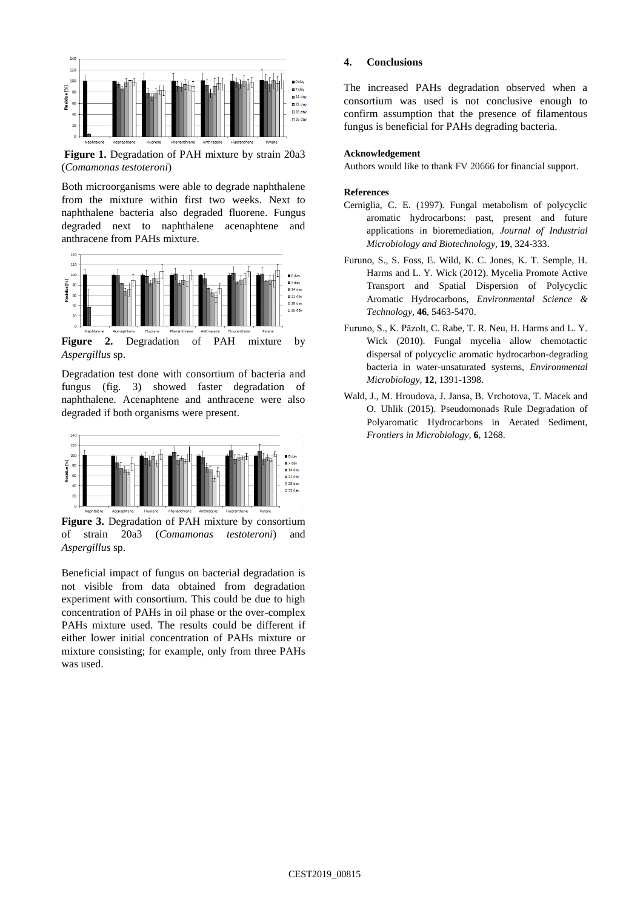140
120
100
80
60
40
20
0

Residue [%]

Naphtalene Acenaphtene Fluorene Phenanthrene Anthracene Fluoranthene Pyrene

0 day
7 day
14 day
21 day
28 day
35 day

**Figure 1.** Degradation of PAH mixture by strain 20a3 (*Comamonas testoteroni*)

Both microorganisms were able to degrade naphthalene from the mixture within first two weeks. Next to naphthalene bacteria also degraded fluorene. Fungus degraded next to naphthalene acenaphtene and anthracene from PAHs mixture.

140
120
100
80
60
40
20
0

Residue [%]

Naphtalene Acenaphtene Fluorene Phenanthrene Anthracene Fluoranthene Pyrene

0 day
7 day
14 day
21 day
28 day
35 day

**Figure 2.** Degradation of PAH mixture by *Aspergillus* sp.

Degradation test done with consortium of bacteria and fungus (fig. 3) showed faster degradation of naphthalene. Acenaphtene and anthracene were also degraded if both organisms were present.

140
120
100
80
60
40
20
0

Residue [%]

Naphtalene Acenaphtene Fluorene Phenanthrene Anthracene Fluoranthene Pyrene

0 day
7 day
14 day
21 day
28 day
35 day

**Figure 3.** Degradation of PAH mixture by consortium of strain 20a3 (*Comamonas testoteroni*) and *Aspergillus* sp.

Beneficial impact of fungus on bacterial degradation is not visible from data obtained from degradation experiment with consortium. This could be due to high concentration of PAHs in oil phase or the over-complex PAHs mixture used. The results could be different if either lower initial concentration of PAHs mixture or mixture consisting; for example, only from three PAHs was used.

## 4. Conclusions

The increased PAHs degradation observed when a consortium was used is not conclusive enough to confirm assumption that the presence of filamentous fungus is beneficial for PAHs degrading bacteria.

### Acknowledgement

Authors would like to thank FV 20666 for financial support.

### References

Cerniglia, C. E. (1997). Fungal metabolism of polycyclic aromatic hydrocarbons: past, present and future applications in bioremediation, *Journal of Industrial Microbiology and Biotechnology*, **19**, 324-333.

Furuno, S., S. Foss, E. Wild, K. C. Jones, K. T. Semple, H. Harms and L. Y. Wick (2012). Mycelia Promote Active Transport and Spatial Dispersion of Polycyclic Aromatic Hydrocarbons, *Environmental Science & Technology*, **46**, 5463-5470.

Furuno, S., K. Päzolt, C. Rabe, T. R. Neu, H. Harms and L. Y. Wick (2010). Fungal mycelia allow chemotactic dispersal of polycyclic aromatic hydrocarbon-degrading bacteria in water-unsaturated systems, *Environmental Microbiology*, **12**, 1391-1398.

Wald, J., M. Hroudova, J. Jansa, B. Vrchotova, T. Macek and O. Uhlik (2015). Pseudomonads Rule Degradation of Polyaromatic Hydrocarbons in Aerated Sediment, *Frontiers in Microbiology*, **6**, 1268.